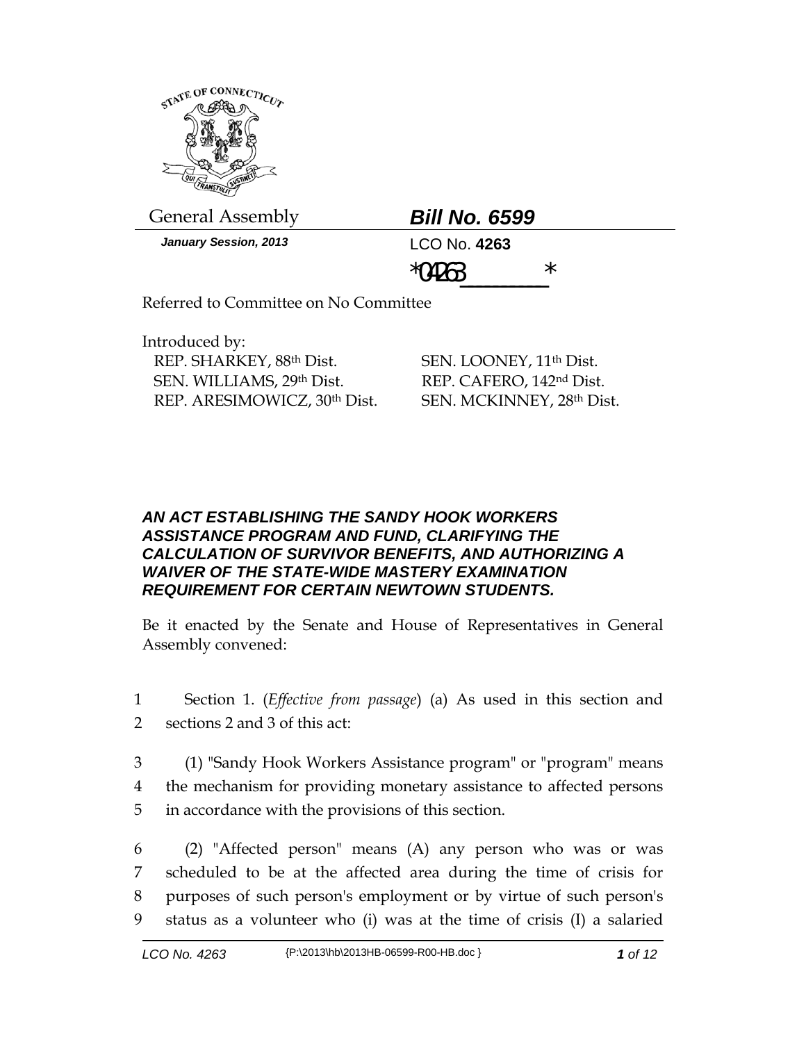General Assembly

# Bill No. 6599

*January Session, 2013*

LCO No. **4263**

*04263_______*

Referred to Committee on No Committee

Introduced by:

REP. SHARKEY, 88th Dist.
SEN. WILLIAMS, 29th Dist.
REP. ARESIMOWICZ, 30th Dist.
SEN. LOONEY, 11th Dist.
REP. CAFERO, 142nd Dist.
SEN. MCKINNEY, 28th Dist.

## *AN ACT ESTABLISHING THE SANDY HOOK WORKERS ASSISTANCE PROGRAM AND FUND, CLARIFYING THE CALCULATION OF SURVIVOR BENEFITS, AND AUTHORIZING A WAIVER OF THE STATE-WIDE MASTERY EXAMINATION REQUIREMENT FOR CERTAIN NEWTOWN STUDENTS.*

Be it enacted by the Senate and House of Representatives in General Assembly convened:

1 Section 1. (*Effective from passage*) (a) As used in this section and
2 sections 2 and 3 of this act:

3 (1) "Sandy Hook Workers Assistance program" or "program" means
4 the mechanism for providing monetary assistance to affected persons
5 in accordance with the provisions of this section.

6 (2) "Affected person" means (A) any person who was or was
7 scheduled to be at the affected area during the time of crisis for
8 purposes of such person's employment or by virtue of such person's
9 status as a volunteer who (i) was at the time of crisis (I) a salaried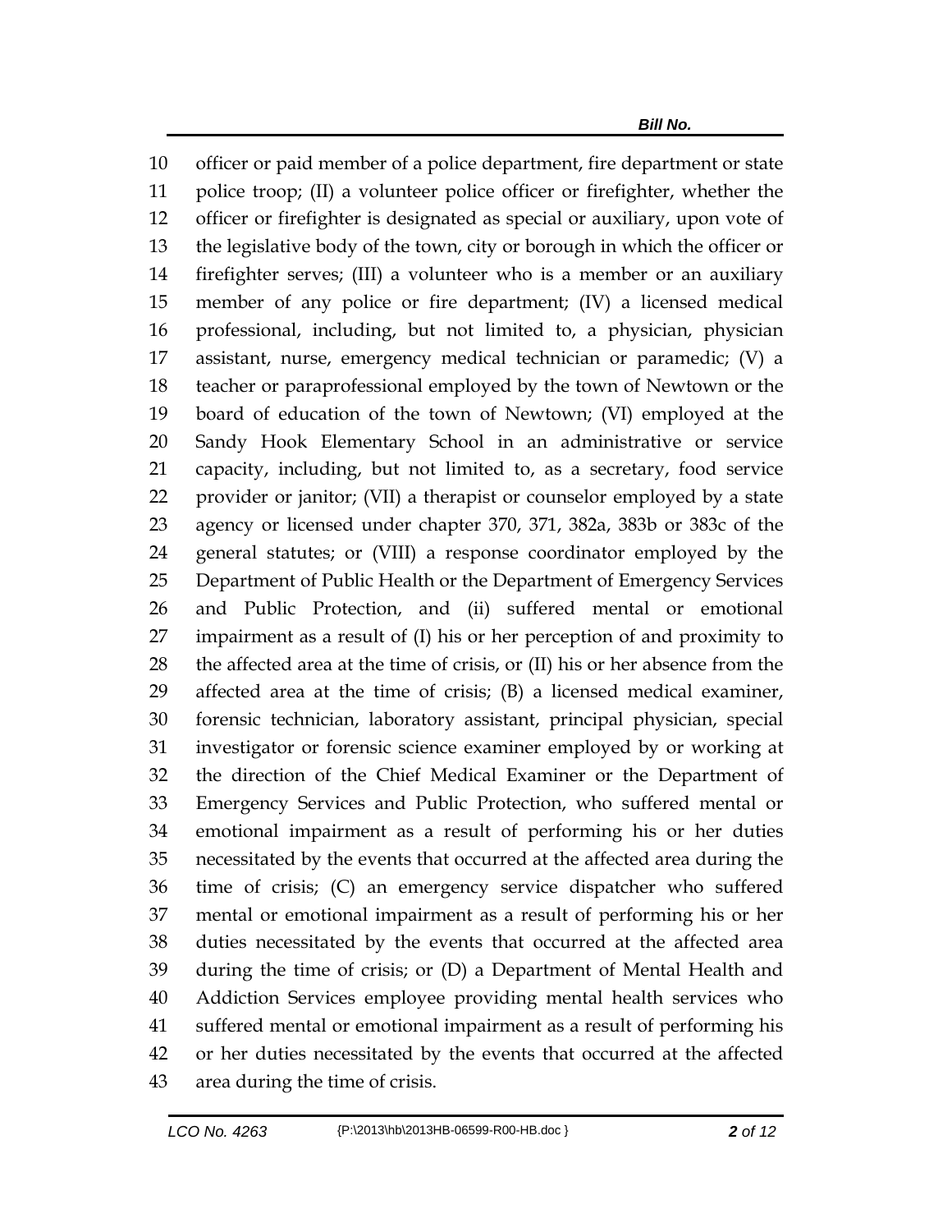officer or paid member of a police department, fire department or state police troop; (II) a volunteer police officer or firefighter, whether the officer or firefighter is designated as special or auxiliary, upon vote of the legislative body of the town, city or borough in which the officer or firefighter serves; (III) a volunteer who is a member or an auxiliary member of any police or fire department; (IV) a licensed medical professional, including, but not limited to, a physician, physician assistant, nurse, emergency medical technician or paramedic; (V) a teacher or paraprofessional employed by the town of Newtown or the board of education of the town of Newtown; (VI) employed at the Sandy Hook Elementary School in an administrative or service capacity, including, but not limited to, as a secretary, food service provider or janitor; (VII) a therapist or counselor employed by a state agency or licensed under chapter 370, 371, 382a, 383b or 383c of the general statutes; or (VIII) a response coordinator employed by the Department of Public Health or the Department of Emergency Services and Public Protection, and (ii) suffered mental or emotional impairment as a result of (I) his or her perception of and proximity to the affected area at the time of crisis, or (II) his or her absence from the affected area at the time of crisis; (B) a licensed medical examiner, forensic technician, laboratory assistant, principal physician, special investigator or forensic science examiner employed by or working at the direction of the Chief Medical Examiner or the Department of Emergency Services and Public Protection, who suffered mental or emotional impairment as a result of performing his or her duties necessitated by the events that occurred at the affected area during the time of crisis; (C) an emergency service dispatcher who suffered mental or emotional impairment as a result of performing his or her duties necessitated by the events that occurred at the affected area during the time of crisis; or (D) a Department of Mental Health and Addiction Services employee providing mental health services who suffered mental or emotional impairment as a result of performing his or her duties necessitated by the events that occurred at the affected area during the time of crisis.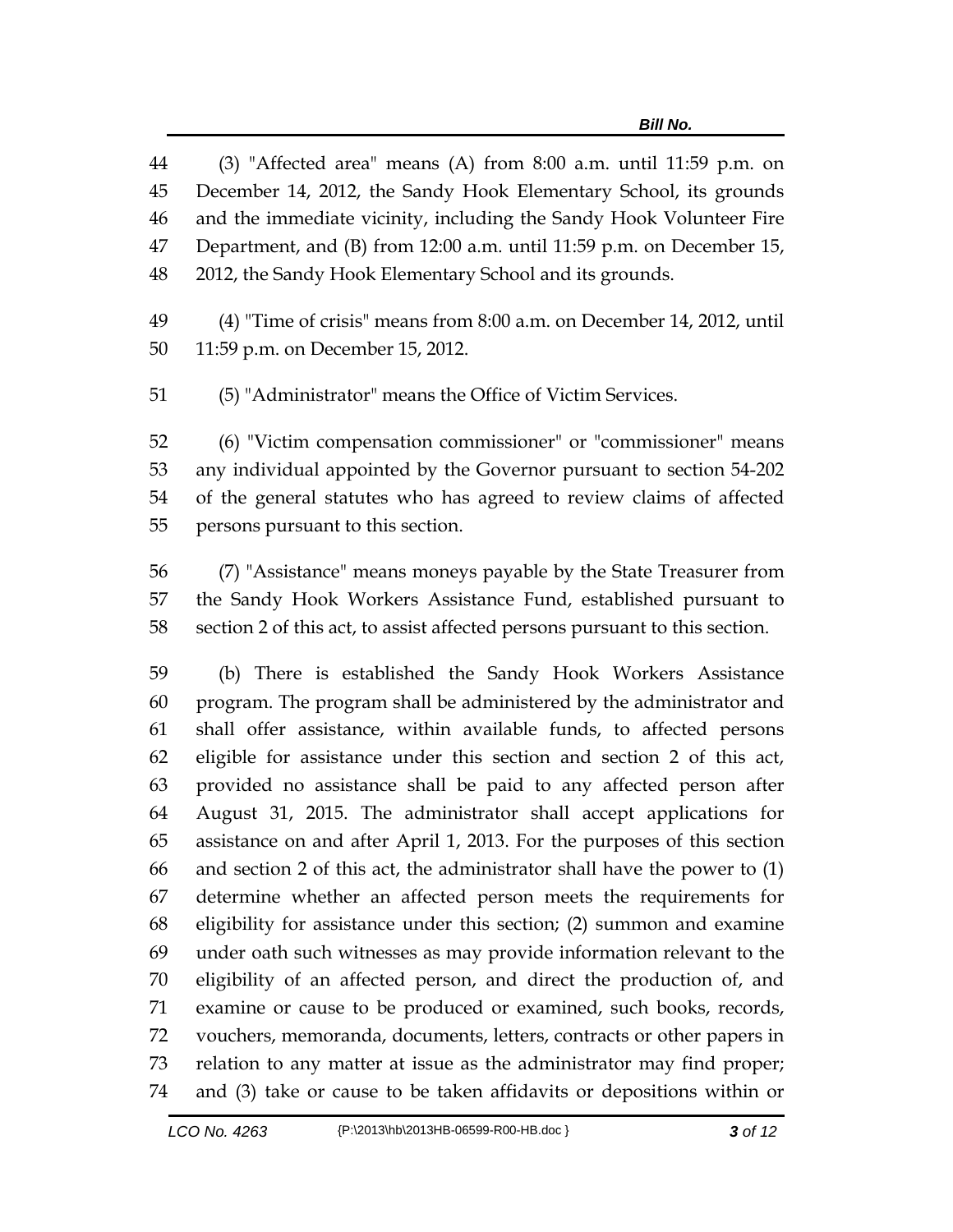(3) "Affected area" means (A) from 8:00 a.m. until 11:59 p.m. on December 14, 2012, the Sandy Hook Elementary School, its grounds and the immediate vicinity, including the Sandy Hook Volunteer Fire Department, and (B) from 12:00 a.m. until 11:59 p.m. on December 15, 2012, the Sandy Hook Elementary School and its grounds.

(4) "Time of crisis" means from 8:00 a.m. on December 14, 2012, until 11:59 p.m. on December 15, 2012.

(5) "Administrator" means the Office of Victim Services.

(6) "Victim compensation commissioner" or "commissioner" means any individual appointed by the Governor pursuant to section 54-202 of the general statutes who has agreed to review claims of affected persons pursuant to this section.

(7) "Assistance" means moneys payable by the State Treasurer from the Sandy Hook Workers Assistance Fund, established pursuant to section 2 of this act, to assist affected persons pursuant to this section.

(b) There is established the Sandy Hook Workers Assistance program. The program shall be administered by the administrator and shall offer assistance, within available funds, to affected persons eligible for assistance under this section and section 2 of this act, provided no assistance shall be paid to any affected person after August 31, 2015. The administrator shall accept applications for assistance on and after April 1, 2013. For the purposes of this section and section 2 of this act, the administrator shall have the power to (1) determine whether an affected person meets the requirements for eligibility for assistance under this section; (2) summon and examine under oath such witnesses as may provide information relevant to the eligibility of an affected person, and direct the production of, and examine or cause to be produced or examined, such books, records, vouchers, memoranda, documents, letters, contracts or other papers in relation to any matter at issue as the administrator may find proper; and (3) take or cause to be taken affidavits or depositions within or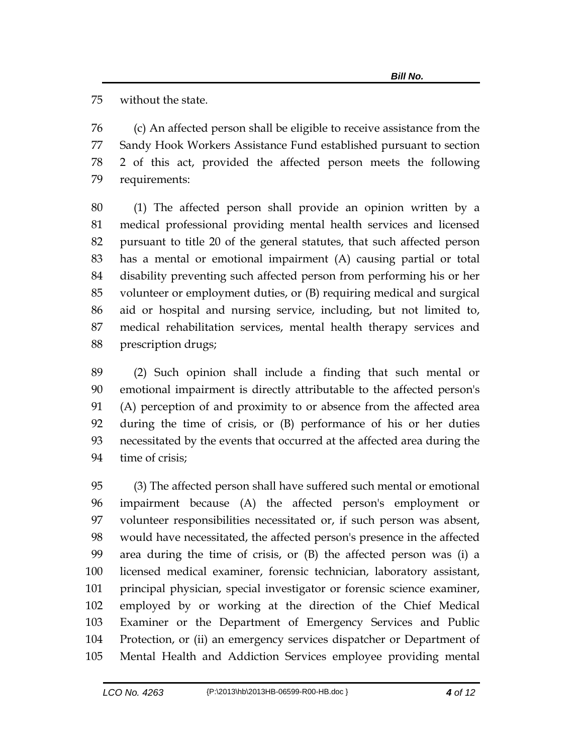without the state.

(c) An affected person shall be eligible to receive assistance from the Sandy Hook Workers Assistance Fund established pursuant to section 2 of this act, provided the affected person meets the following requirements:

(1) The affected person shall provide an opinion written by a medical professional providing mental health services and licensed pursuant to title 20 of the general statutes, that such affected person has a mental or emotional impairment (A) causing partial or total disability preventing such affected person from performing his or her volunteer or employment duties, or (B) requiring medical and surgical aid or hospital and nursing service, including, but not limited to, medical rehabilitation services, mental health therapy services and prescription drugs;

(2) Such opinion shall include a finding that such mental or emotional impairment is directly attributable to the affected person's (A) perception of and proximity to or absence from the affected area during the time of crisis, or (B) performance of his or her duties necessitated by the events that occurred at the affected area during the time of crisis;

(3) The affected person shall have suffered such mental or emotional impairment because (A) the affected person's employment or volunteer responsibilities necessitated or, if such person was absent, would have necessitated, the affected person's presence in the affected area during the time of crisis, or (B) the affected person was (i) a licensed medical examiner, forensic technician, laboratory assistant, principal physician, special investigator or forensic science examiner, employed by or working at the direction of the Chief Medical Examiner or the Department of Emergency Services and Public Protection, or (ii) an emergency services dispatcher or Department of Mental Health and Addiction Services employee providing mental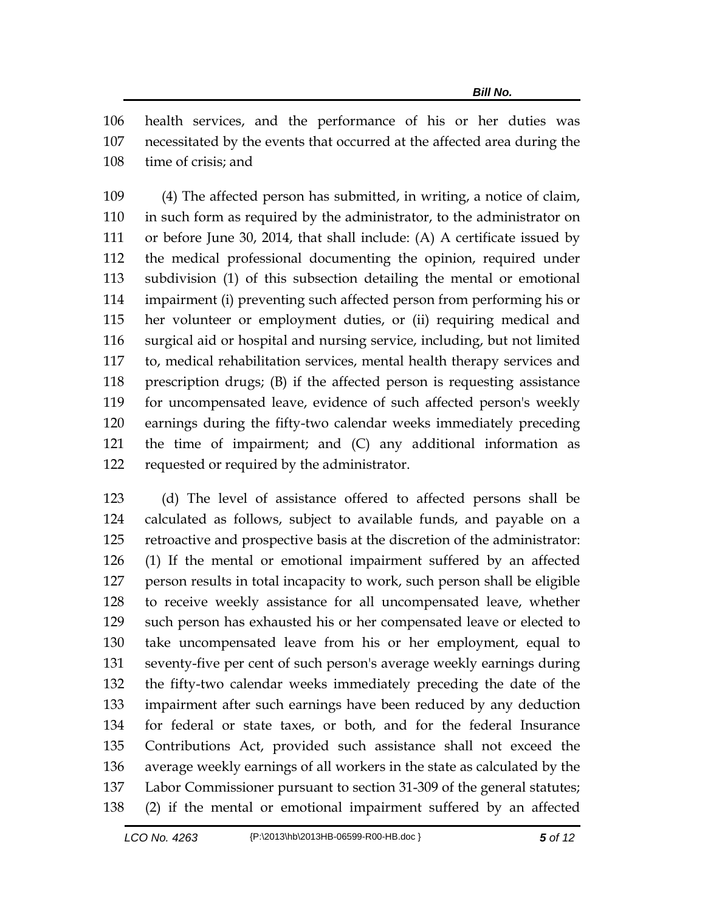health services, and the performance of his or her duties was necessitated by the events that occurred at the affected area during the time of crisis; and

(4) The affected person has submitted, in writing, a notice of claim, in such form as required by the administrator, to the administrator on or before June 30, 2014, that shall include: (A) A certificate issued by the medical professional documenting the opinion, required under subdivision (1) of this subsection detailing the mental or emotional impairment (i) preventing such affected person from performing his or her volunteer or employment duties, or (ii) requiring medical and surgical aid or hospital and nursing service, including, but not limited to, medical rehabilitation services, mental health therapy services and prescription drugs; (B) if the affected person is requesting assistance for uncompensated leave, evidence of such affected person's weekly earnings during the fifty-two calendar weeks immediately preceding the time of impairment; and (C) any additional information as requested or required by the administrator.

(d) The level of assistance offered to affected persons shall be calculated as follows, subject to available funds, and payable on a retroactive and prospective basis at the discretion of the administrator: (1) If the mental or emotional impairment suffered by an affected person results in total incapacity to work, such person shall be eligible to receive weekly assistance for all uncompensated leave, whether such person has exhausted his or her compensated leave or elected to take uncompensated leave from his or her employment, equal to seventy-five per cent of such person's average weekly earnings during the fifty-two calendar weeks immediately preceding the date of the impairment after such earnings have been reduced by any deduction for federal or state taxes, or both, and for the federal Insurance Contributions Act, provided such assistance shall not exceed the average weekly earnings of all workers in the state as calculated by the Labor Commissioner pursuant to section 31-309 of the general statutes; (2) if the mental or emotional impairment suffered by an affected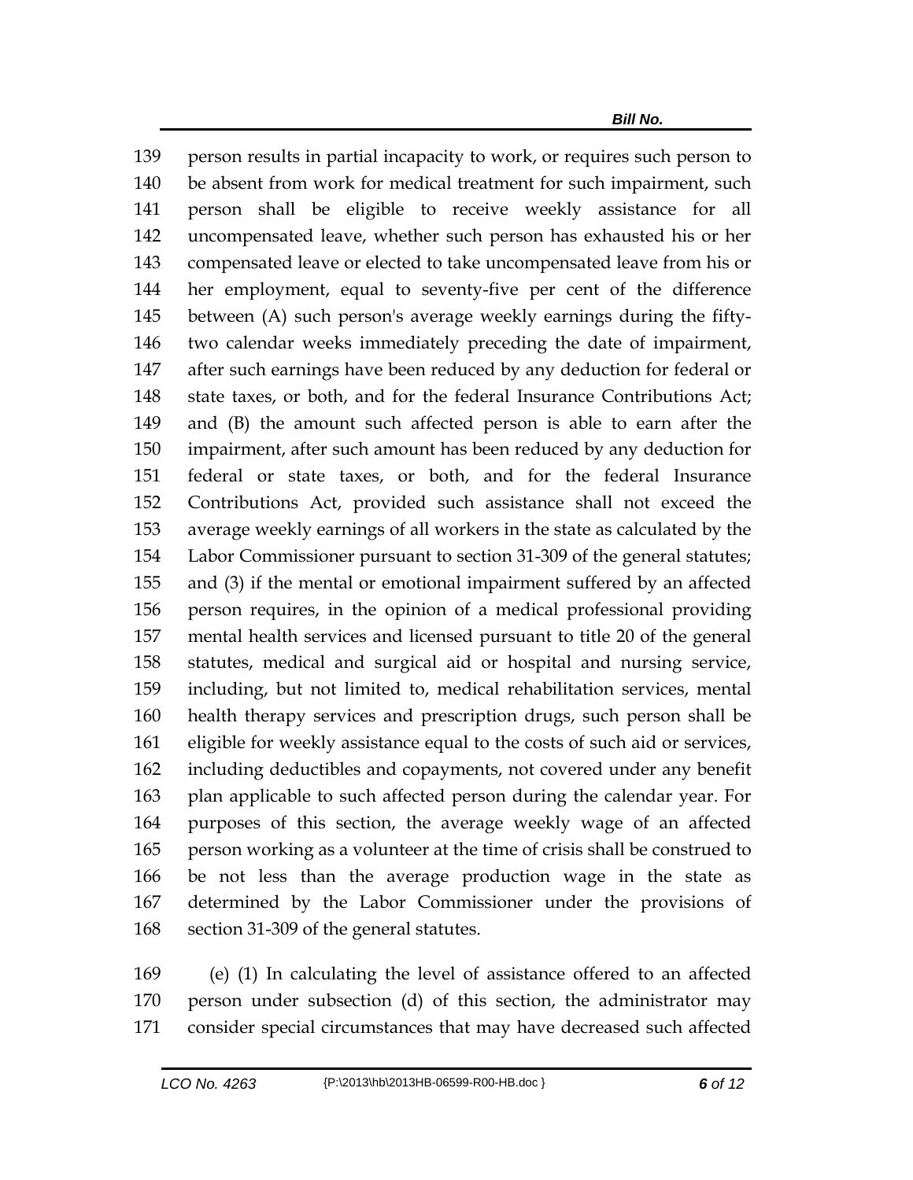person results in partial incapacity to work, or requires such person to be absent from work for medical treatment for such impairment, such person shall be eligible to receive weekly assistance for all uncompensated leave, whether such person has exhausted his or her compensated leave or elected to take uncompensated leave from his or her employment, equal to seventy-five per cent of the difference between (A) such person's average weekly earnings during the fifty-two calendar weeks immediately preceding the date of impairment, after such earnings have been reduced by any deduction for federal or state taxes, or both, and for the federal Insurance Contributions Act; and (B) the amount such affected person is able to earn after the impairment, after such amount has been reduced by any deduction for federal or state taxes, or both, and for the federal Insurance Contributions Act, provided such assistance shall not exceed the average weekly earnings of all workers in the state as calculated by the Labor Commissioner pursuant to section 31-309 of the general statutes; and (3) if the mental or emotional impairment suffered by an affected person requires, in the opinion of a medical professional providing mental health services and licensed pursuant to title 20 of the general statutes, medical and surgical aid or hospital and nursing service, including, but not limited to, medical rehabilitation services, mental health therapy services and prescription drugs, such person shall be eligible for weekly assistance equal to the costs of such aid or services, including deductibles and copayments, not covered under any benefit plan applicable to such affected person during the calendar year. For purposes of this section, the average weekly wage of an affected person working as a volunteer at the time of crisis shall be construed to be not less than the average production wage in the state as determined by the Labor Commissioner under the provisions of section 31-309 of the general statutes.

(e) (1) In calculating the level of assistance offered to an affected person under subsection (d) of this section, the administrator may consider special circumstances that may have decreased such affected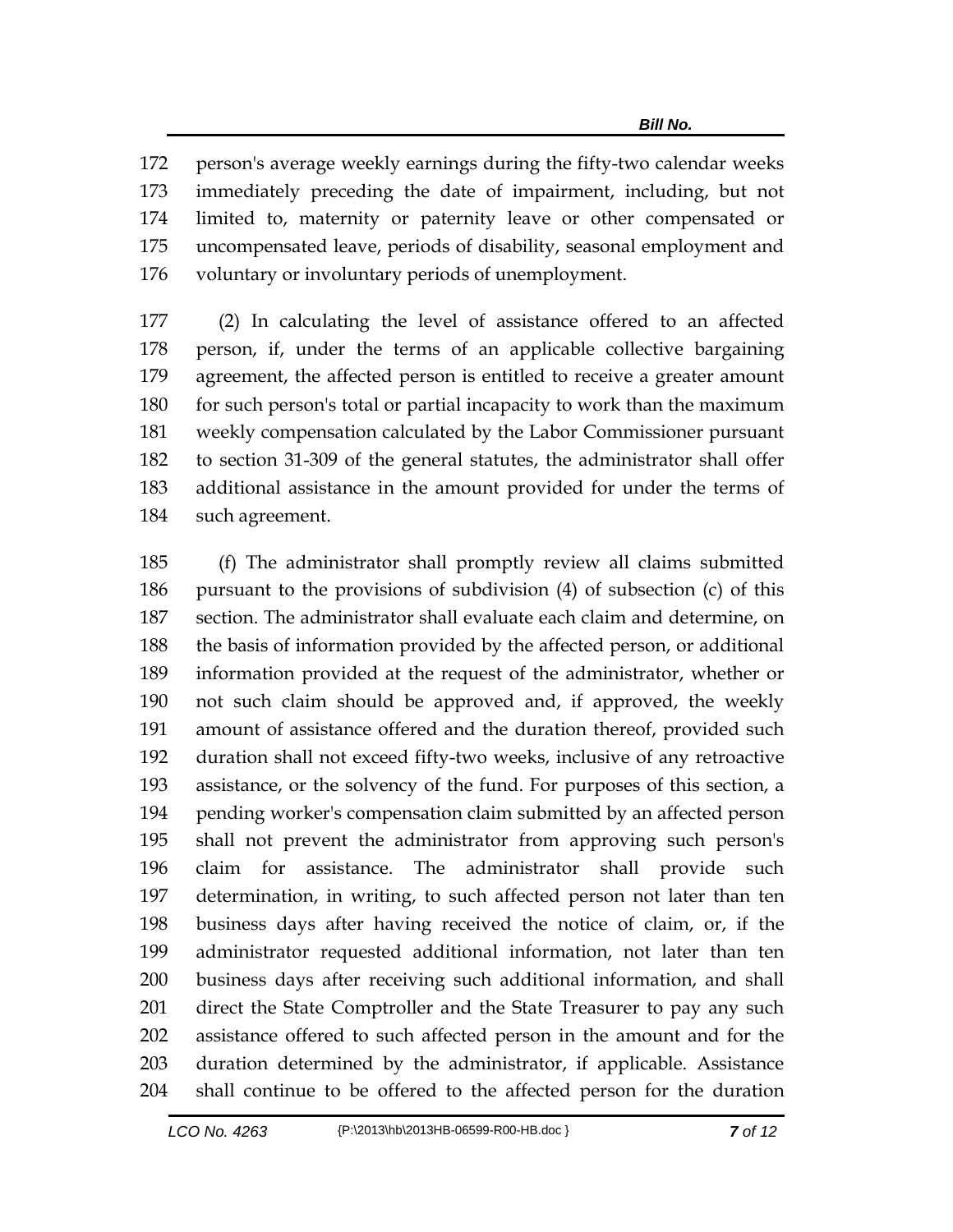person's average weekly earnings during the fifty-two calendar weeks immediately preceding the date of impairment, including, but not limited to, maternity or paternity leave or other compensated or uncompensated leave, periods of disability, seasonal employment and voluntary or involuntary periods of unemployment.

(2) In calculating the level of assistance offered to an affected person, if, under the terms of an applicable collective bargaining agreement, the affected person is entitled to receive a greater amount for such person's total or partial incapacity to work than the maximum weekly compensation calculated by the Labor Commissioner pursuant to section 31-309 of the general statutes, the administrator shall offer additional assistance in the amount provided for under the terms of such agreement.

(f) The administrator shall promptly review all claims submitted pursuant to the provisions of subdivision (4) of subsection (c) of this section. The administrator shall evaluate each claim and determine, on the basis of information provided by the affected person, or additional information provided at the request of the administrator, whether or not such claim should be approved and, if approved, the weekly amount of assistance offered and the duration thereof, provided such duration shall not exceed fifty-two weeks, inclusive of any retroactive assistance, or the solvency of the fund. For purposes of this section, a pending worker's compensation claim submitted by an affected person shall not prevent the administrator from approving such person's claim for assistance. The administrator shall provide such determination, in writing, to such affected person not later than ten business days after having received the notice of claim, or, if the administrator requested additional information, not later than ten business days after receiving such additional information, and shall direct the State Comptroller and the State Treasurer to pay any such assistance offered to such affected person in the amount and for the duration determined by the administrator, if applicable. Assistance shall continue to be offered to the affected person for the duration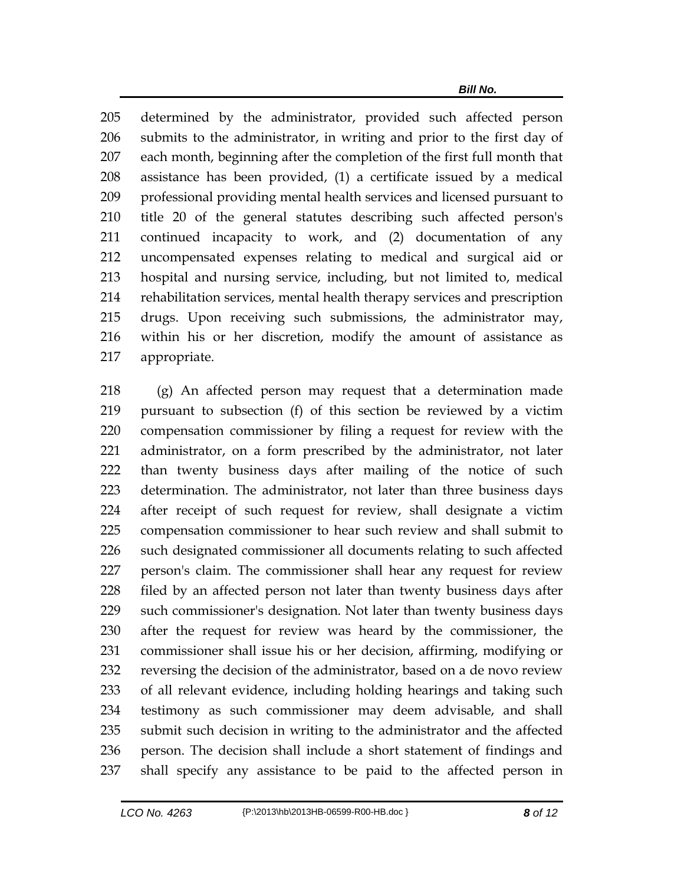determined by the administrator, provided such affected person submits to the administrator, in writing and prior to the first day of each month, beginning after the completion of the first full month that assistance has been provided, (1) a certificate issued by a medical professional providing mental health services and licensed pursuant to title 20 of the general statutes describing such affected person's continued incapacity to work, and (2) documentation of any uncompensated expenses relating to medical and surgical aid or hospital and nursing service, including, but not limited to, medical rehabilitation services, mental health therapy services and prescription drugs. Upon receiving such submissions, the administrator may, within his or her discretion, modify the amount of assistance as appropriate.

(g) An affected person may request that a determination made pursuant to subsection (f) of this section be reviewed by a victim compensation commissioner by filing a request for review with the administrator, on a form prescribed by the administrator, not later than twenty business days after mailing of the notice of such determination. The administrator, not later than three business days after receipt of such request for review, shall designate a victim compensation commissioner to hear such review and shall submit to such designated commissioner all documents relating to such affected person's claim. The commissioner shall hear any request for review filed by an affected person not later than twenty business days after such commissioner's designation. Not later than twenty business days after the request for review was heard by the commissioner, the commissioner shall issue his or her decision, affirming, modifying or reversing the decision of the administrator, based on a de novo review of all relevant evidence, including holding hearings and taking such testimony as such commissioner may deem advisable, and shall submit such decision in writing to the administrator and the affected person. The decision shall include a short statement of findings and shall specify any assistance to be paid to the affected person in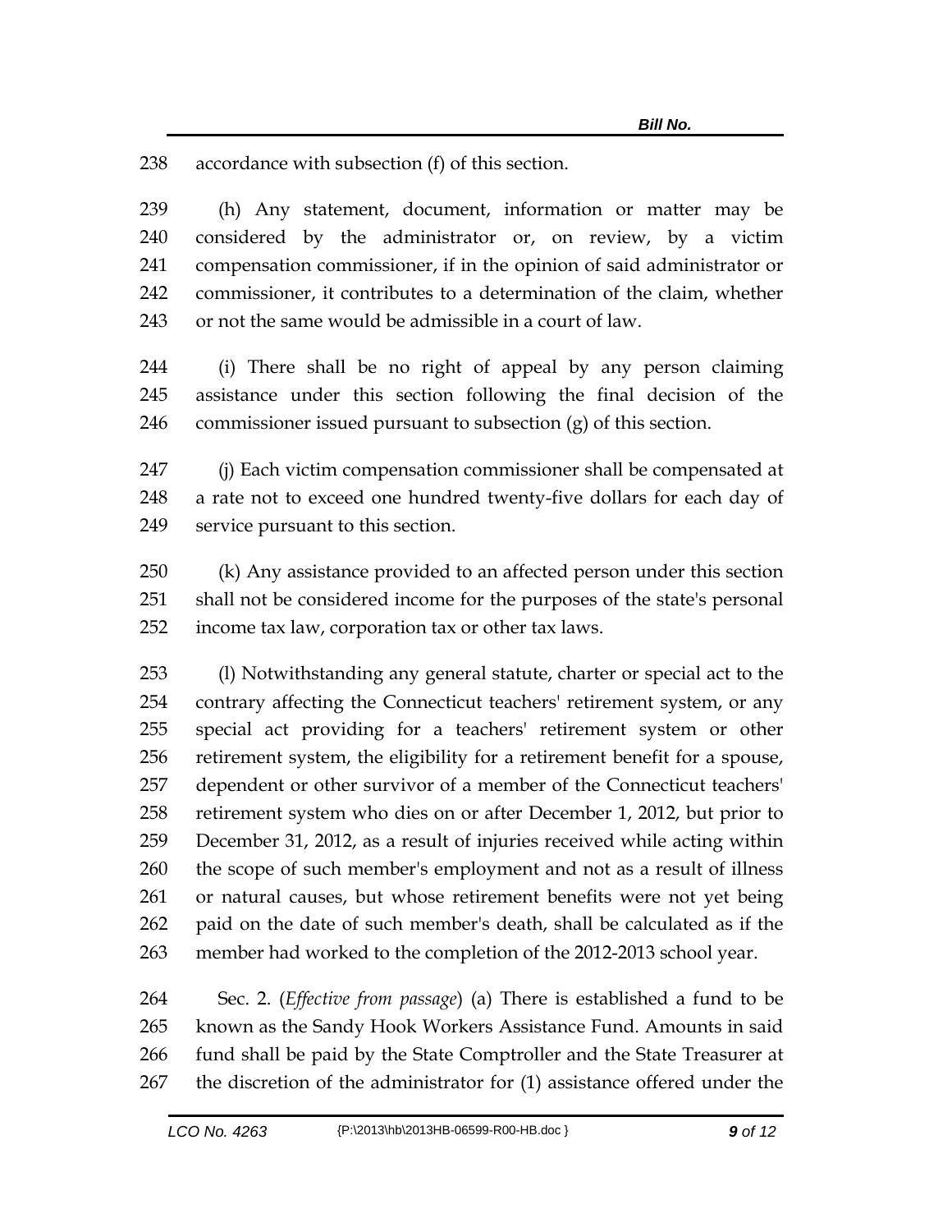accordance with subsection (f) of this section.

(h) Any statement, document, information or matter may be considered by the administrator or, on review, by a victim compensation commissioner, if in the opinion of said administrator or commissioner, it contributes to a determination of the claim, whether or not the same would be admissible in a court of law.

(i) There shall be no right of appeal by any person claiming assistance under this section following the final decision of the commissioner issued pursuant to subsection (g) of this section.

(j) Each victim compensation commissioner shall be compensated at a rate not to exceed one hundred twenty-five dollars for each day of service pursuant to this section.

(k) Any assistance provided to an affected person under this section shall not be considered income for the purposes of the state's personal income tax law, corporation tax or other tax laws.

(l) Notwithstanding any general statute, charter or special act to the contrary affecting the Connecticut teachers' retirement system, or any special act providing for a teachers' retirement system or other retirement system, the eligibility for a retirement benefit for a spouse, dependent or other survivor of a member of the Connecticut teachers' retirement system who dies on or after December 1, 2012, but prior to December 31, 2012, as a result of injuries received while acting within the scope of such member's employment and not as a result of illness or natural causes, but whose retirement benefits were not yet being paid on the date of such member's death, shall be calculated as if the member had worked to the completion of the 2012-2013 school year.

Sec. 2. (*Effective from passage*) (a) There is established a fund to be known as the Sandy Hook Workers Assistance Fund. Amounts in said fund shall be paid by the State Comptroller and the State Treasurer at the discretion of the administrator for (1) assistance offered under the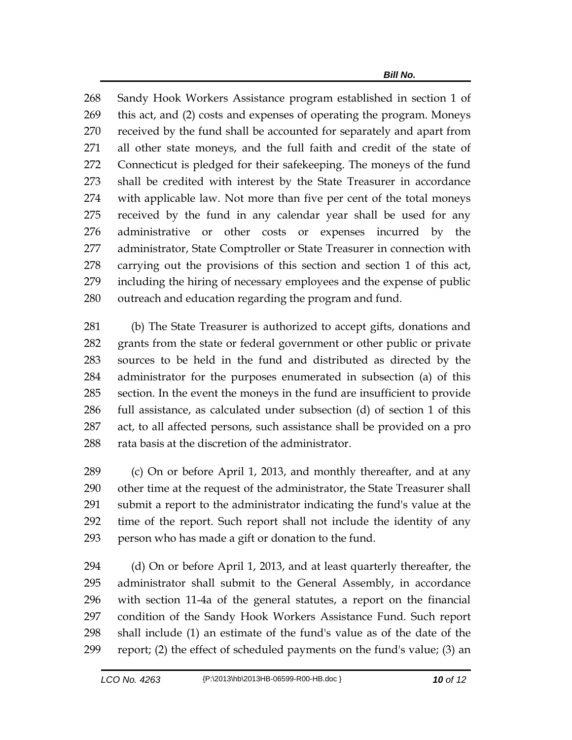Sandy Hook Workers Assistance program established in section 1 of this act, and (2) costs and expenses of operating the program. Moneys received by the fund shall be accounted for separately and apart from all other state moneys, and the full faith and credit of the state of Connecticut is pledged for their safekeeping. The moneys of the fund shall be credited with interest by the State Treasurer in accordance with applicable law. Not more than five per cent of the total moneys received by the fund in any calendar year shall be used for any administrative or other costs or expenses incurred by the administrator, State Comptroller or State Treasurer in connection with carrying out the provisions of this section and section 1 of this act, including the hiring of necessary employees and the expense of public outreach and education regarding the program and fund.

(b) The State Treasurer is authorized to accept gifts, donations and grants from the state or federal government or other public or private sources to be held in the fund and distributed as directed by the administrator for the purposes enumerated in subsection (a) of this section. In the event the moneys in the fund are insufficient to provide full assistance, as calculated under subsection (d) of section 1 of this act, to all affected persons, such assistance shall be provided on a pro rata basis at the discretion of the administrator.

(c) On or before April 1, 2013, and monthly thereafter, and at any other time at the request of the administrator, the State Treasurer shall submit a report to the administrator indicating the fund's value at the time of the report. Such report shall not include the identity of any person who has made a gift or donation to the fund.

(d) On or before April 1, 2013, and at least quarterly thereafter, the administrator shall submit to the General Assembly, in accordance with section 11-4a of the general statutes, a report on the financial condition of the Sandy Hook Workers Assistance Fund. Such report shall include (1) an estimate of the fund's value as of the date of the report; (2) the effect of scheduled payments on the fund's value; (3) an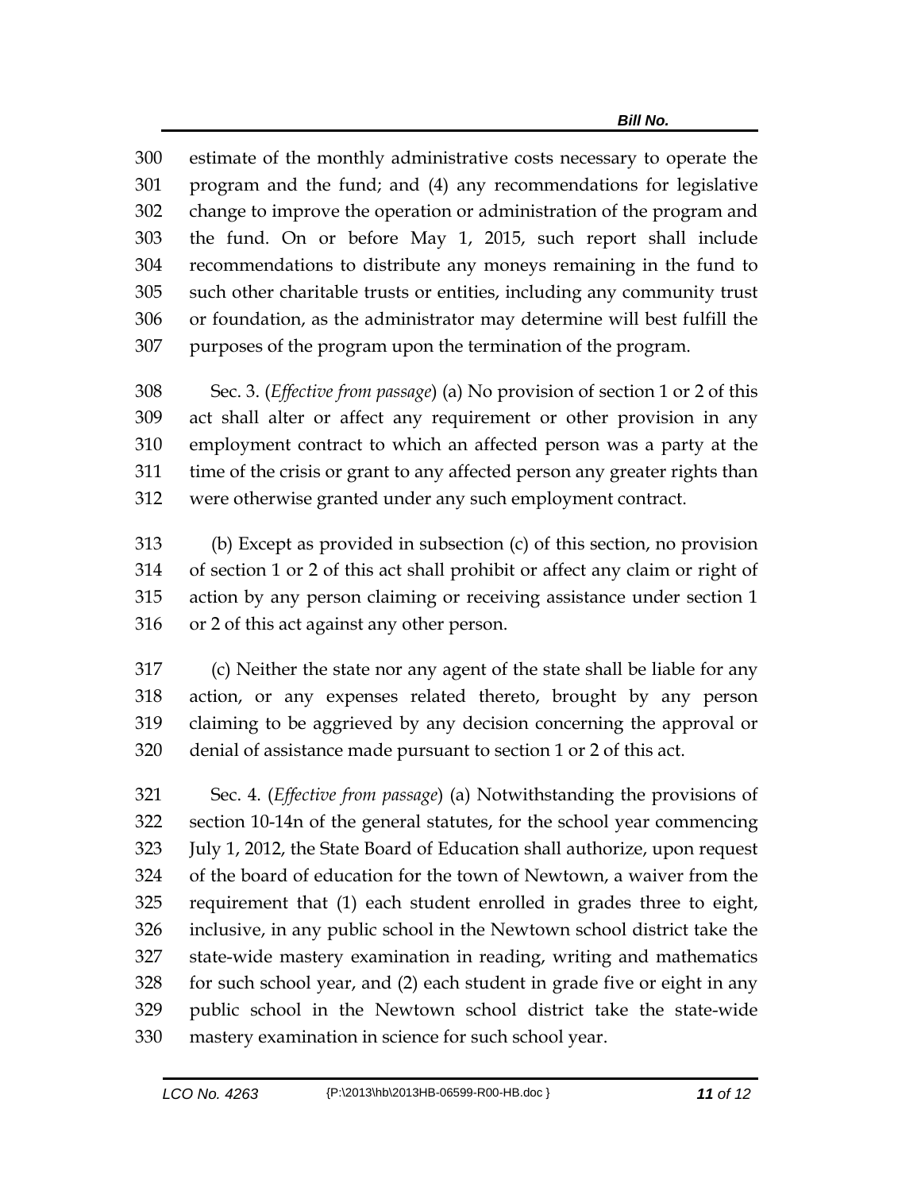estimate of the monthly administrative costs necessary to operate the program and the fund; and (4) any recommendations for legislative change to improve the operation or administration of the program and the fund. On or before May 1, 2015, such report shall include recommendations to distribute any moneys remaining in the fund to such other charitable trusts or entities, including any community trust or foundation, as the administrator may determine will best fulfill the purposes of the program upon the termination of the program.

Sec. 3. (*Effective from passage*) (a) No provision of section 1 or 2 of this act shall alter or affect any requirement or other provision in any employment contract to which an affected person was a party at the time of the crisis or grant to any affected person any greater rights than were otherwise granted under any such employment contract.

(b) Except as provided in subsection (c) of this section, no provision of section 1 or 2 of this act shall prohibit or affect any claim or right of action by any person claiming or receiving assistance under section 1 or 2 of this act against any other person.

(c) Neither the state nor any agent of the state shall be liable for any action, or any expenses related thereto, brought by any person claiming to be aggrieved by any decision concerning the approval or denial of assistance made pursuant to section 1 or 2 of this act.

Sec. 4. (*Effective from passage*) (a) Notwithstanding the provisions of section 10-14n of the general statutes, for the school year commencing July 1, 2012, the State Board of Education shall authorize, upon request of the board of education for the town of Newtown, a waiver from the requirement that (1) each student enrolled in grades three to eight, inclusive, in any public school in the Newtown school district take the state-wide mastery examination in reading, writing and mathematics for such school year, and (2) each student in grade five or eight in any public school in the Newtown school district take the state-wide mastery examination in science for such school year.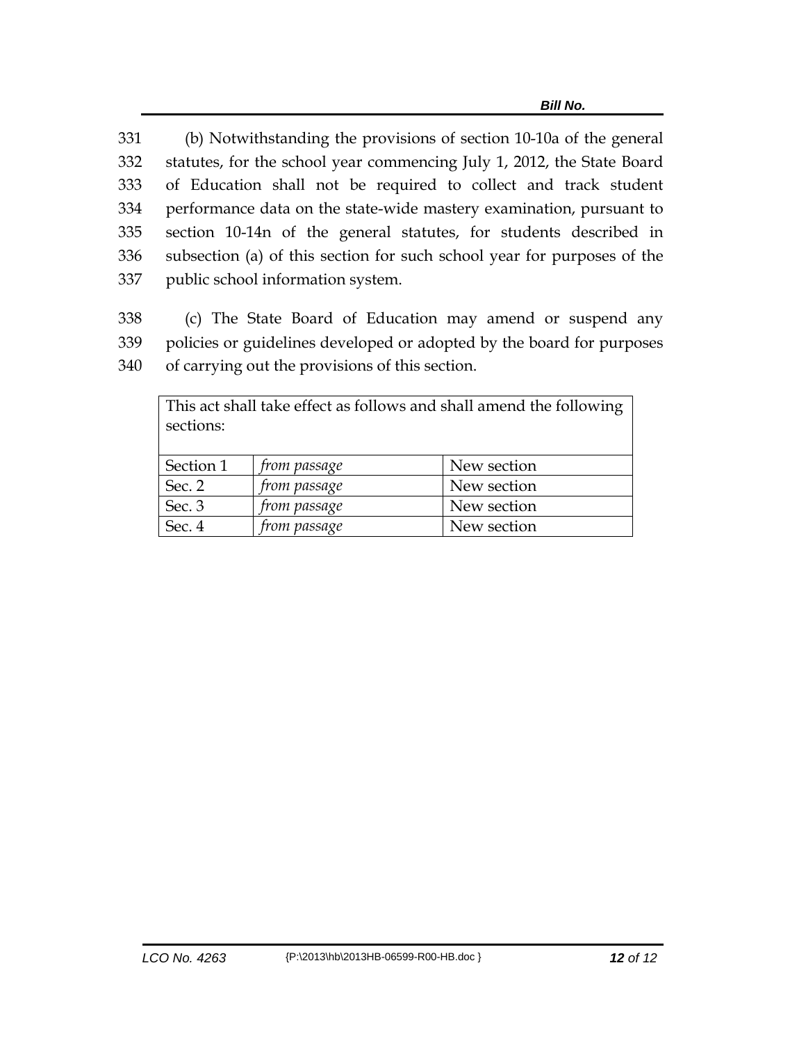331 (b) Notwithstanding the provisions of section 10-10a of the general
332 statutes, for the school year commencing July 1, 2012, the State Board
333 of Education shall not be required to collect and track student
334 performance data on the state-wide mastery examination, pursuant to
335 section 10-14n of the general statutes, for students described in
336 subsection (a) of this section for such school year for purposes of the
337 public school information system.

338 (c) The State Board of Education may amend or suspend any
339 policies or guidelines developed or adopted by the board for purposes
340 of carrying out the provisions of this section.

| This act shall take effect as follows and shall amend the following sections: | | |
|---|---|---|
| Section 1 | *from passage* | New section |
| Sec. 2 | *from passage* | New section |
| Sec. 3 | *from passage* | New section |
| Sec. 4 | *from passage* | New section |